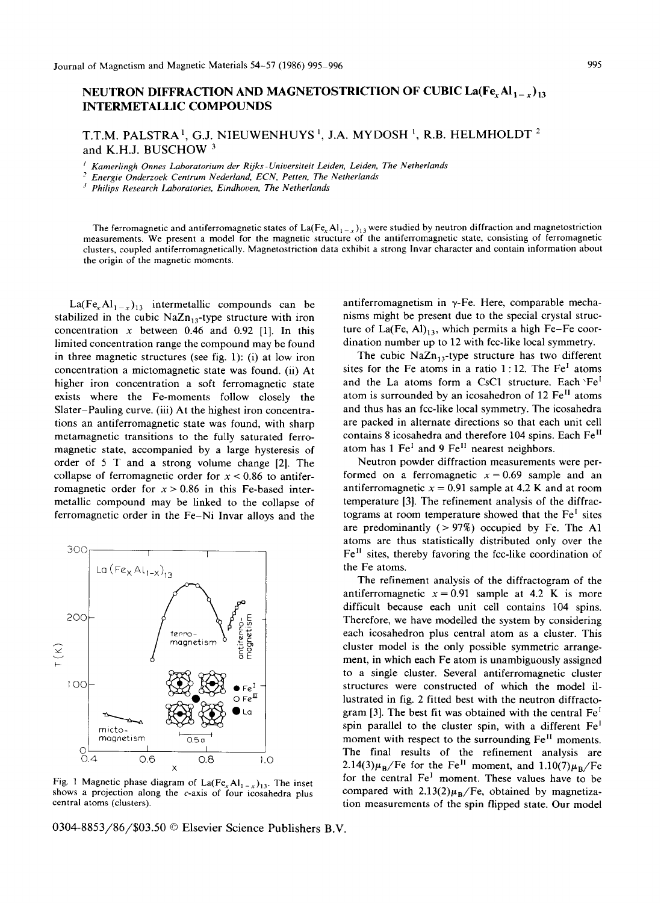# NEUTRON DIFFRACTION AND MAGNETOSTRICTION OF CUBIC $La(Fe_xAl_{1-x})_{13}$ INTERMETALLIC COMPOUNDS

T.T.M. PALSTRA [1], G.J. NIEUWENHUYS [1], J.A. MYDOSH [1], R.B. HELMHOLDT [2] and K.H.J. BUSCHOW [3]

[1] *Kamerlingh Onnes Laboratorium der Rijks-Universiteit Leiden, Leiden, The Netherlands*
[2] *Energie Onderzoek Centrum Nederland, ECN, Petten, The Netherlands*
[3] *Philips Research Laboratories, Eindhoven, The Netherlands*

The ferromagnetic and antiferromagnetic states of $La(Fe_xAl_{1-x})_{13}$ were studied by neutron diffraction and magnetostriction measurements. We present a model for the magnetic structure of the antiferromagnetic state, consisting of ferromagnetic clusters, coupled antiferromagnetically. Magnetostriction data exhibit a strong Invar character and contain information about the origin of the magnetic moments.

$La(Fe_xAl_{1-x})_{13}$ intermetallic compounds can be stabilized in the cubic $NaZn_{13}$-type structure with iron concentration $x$ between 0.46 and 0.92 [1]. In this limited concentration range the compound may be found in three magnetic structures (see fig. 1): (i) at low iron concentration a mictomagnetic state was found. (ii) At higher iron concentration a soft ferromagnetic state exists where the Fe-moments follow closely the Slater–Pauling curve. (iii) At the highest iron concentrations an antiferromagnetic state was found, with sharp metamagnetic transitions to the fully saturated ferromagnetic state, accompanied by a large hysteresis of order of 5 T and a strong volume change [2]. The collapse of ferromagnetic order for $x < 0.86$ to antiferromagnetic order for $x > 0.86$ in this Fe-based intermetallic compound may be linked to the collapse of ferromagnetic order in the Fe–Ni Invar alloys and the antiferromagnetism in γ-Fe. Here, comparable mechanisms might be present due to the special crystal structure of $La(Fe, Al)_{13}$, which permits a high Fe–Fe coordination number up to 12 with fcc-like local symmetry.

Fig. 1 Magnetic phase diagram of $La(Fe_xAl_{1-x})_{13}$. The inset shows a projection along the $c$-axis of four icosahedra plus central atoms (clusters).

The cubic $NaZn_{13}$-type structure has two different sites for the Fe atoms in a ratio 1 : 12. The $Fe^{I}$ atoms and the La atoms form a CsCl structure. Each $Fe^{I}$ atom is surrounded by an icosahedron of 12 $Fe^{II}$ atoms and thus has an fcc-like local symmetry. The icosahedra are packed in alternate directions so that each unit cell contains 8 icosahedra and therefore 104 spins. Each $Fe^{II}$ atom has 1 $Fe^{I}$ and 9 $Fe^{II}$ nearest neighbors.

Neutron powder diffraction measurements were performed on a ferromagnetic $x = 0.69$ sample and an antiferromagnetic $x = 0.91$ sample at 4.2 K and at room temperature [3]. The refinement analysis of the diffractograms at room temperature showed that the $Fe^{I}$ sites are predominantly (> 97%) occupied by Fe. The Al atoms are thus statistically distributed only over the $Fe^{II}$ sites, thereby favoring the fcc-like coordination of the Fe atoms.

The refinement analysis of the diffractogram of the antiferromagnetic $x = 0.91$ sample at 4.2 K is more difficult because each unit cell contains 104 spins. Therefore, we have modelled the system by considering each icosahedron plus central atom as a cluster. This cluster model is the only possible symmetric arrangement, in which each Fe atom is unambiguously assigned to a single cluster. Several antiferromagnetic cluster structures were constructed of which the model illustrated in fig. 2 fitted best with the neutron diffractogram [3]. The best fit was obtained with the central $Fe^{I}$ spin parallel to the cluster spin, with a different $Fe^{I}$ moment with respect to the surrounding $Fe^{II}$ moments. The final results of the refinement analysis are $2.14(3)\mu_B$/Fe for the $Fe^{II}$ moment, and $1.10(7)\mu_B$/Fe for the central $Fe^{I}$ moment. These values have to be compared with $2.13(2)\mu_B$/Fe, obtained by magnetization measurements of the spin flipped state. Our model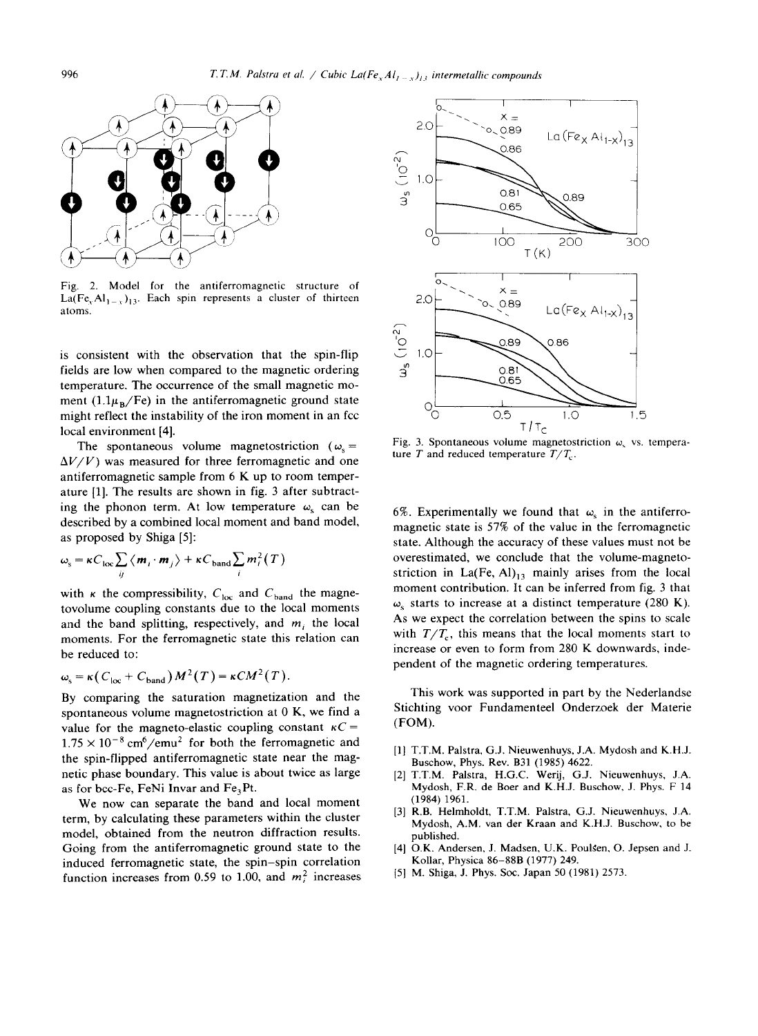Fig. 2. Model for the antiferromagnetic structure of $La(Fe_xAl_{1-x})_{13}$. Each spin represents a cluster of thirteen atoms.

is consistent with the observation that the spin-flip fields are low when compared to the magnetic ordering temperature. The occurrence of the small magnetic moment ($1.1\mu_B$/Fe) in the antiferromagnetic ground state might reflect the instability of the iron moment in an fcc local environment [4].

The spontaneous volume magnetostriction ($\omega_s = \Delta V/V$) was measured for three ferromagnetic and one antiferromagnetic sample from 6 K up to room temperature [1]. The results are shown in fig. 3 after subtracting the phonon term. At low temperature $\omega_s$ can be described by a combined local moment and band model, as proposed by Shiga [5]:

$$\omega_s = \kappa C_{loc} \sum_{ij} \langle \boldsymbol{m}_i \cdot \boldsymbol{m}_j \rangle + \kappa C_{band} \sum_i m_i^2(T)$$

with $\kappa$ the compressibility, $C_{loc}$ and $C_{band}$ the magnetovolume coupling constants due to the local moments and the band splitting, respectively, and $m_i$ the local moments. For the ferromagnetic state this relation can be reduced to:

$$\omega_s = \kappa(C_{loc} + C_{band})M^2(T) = \kappa CM^2(T).$$

By comparing the saturation magnetization and the spontaneous volume magnetostriction at 0 K, we find a value for the magneto-elastic coupling constant $\kappa C = 1.75 \times 10^{-8}$ cm$^6$/emu$^2$ for both the ferromagnetic and the spin-flipped antiferromagnetic state near the magnetic phase boundary. This value is about twice as large as for bcc-Fe, FeNi Invar and $Fe_3Pt$.

We now can separate the band and local moment term, by calculating these parameters within the cluster model, obtained from the neutron diffraction results. Going from the antiferromagnetic ground state to the induced ferromagnetic state, the spin–spin correlation function increases from 0.59 to 1.00, and $m_i^2$ increases

x =
0.89
0.86
0.81
0.65
0.89
$La(Fe_x Al_{1-x})_{13}$
$\omega_s$ ($10^{-2}$)
2.0
1.0
0
0
100
200
300
T (K)

x =
0.89
0.89
0.86
0.81
0.65
$La(Fe_x Al_{1-x})_{13}$
$\omega_s$ ($10^{-2}$)
2.0
1.0
0
0
0.5
1.0
1.5
$T/T_C$

Fig. 3. Spontaneous volume magnetostriction $\omega_s$ vs. temperature $T$ and reduced temperature $T/T_c$.

6%. Experimentally we found that $\omega_s$ in the antiferromagnetic state is 57% of the value in the ferromagnetic state. Although the accuracy of these values must not be overestimated, we conclude that the volume-magnetostriction in $La(Fe, Al)_{13}$ mainly arises from the local moment contribution. It can be inferred from fig. 3 that $\omega_s$ starts to increase at a distinct temperature (280 K). As we expect the correlation between the spins to scale with $T/T_c$, this means that the local moments start to increase or even to form from 280 K downwards, independent of the magnetic ordering temperatures.

This work was supported in part by the Nederlandse Stichting voor Fundamenteel Onderzoek der Materie (FOM).

[1] T.T.M. Palstra, G.J. Nieuwenhuys, J.A. Mydosh and K.H.J. Buschow, Phys. Rev. B31 (1985) 4622.

[2] T.T.M. Palstra, H.G.C. Werij, G.J. Nieuwenhuys, J.A. Mydosh, F.R. de Boer and K.H.J. Buschow, J. Phys. F 14 (1984) 1961.

[3] R.B. Helmholdt, T.T.M. Palstra, G.J. Nieuwenhuys, J.A. Mydosh, A.M. van der Kraan and K.H.J. Buschow, to be published.

[4] O.K. Andersen, J. Madsen, U.K. Poulsen, O. Jepsen and J. Kollar, Physica 86–88B (1977) 249.

[5] M. Shiga, J. Phys. Soc. Japan 50 (1981) 2573.